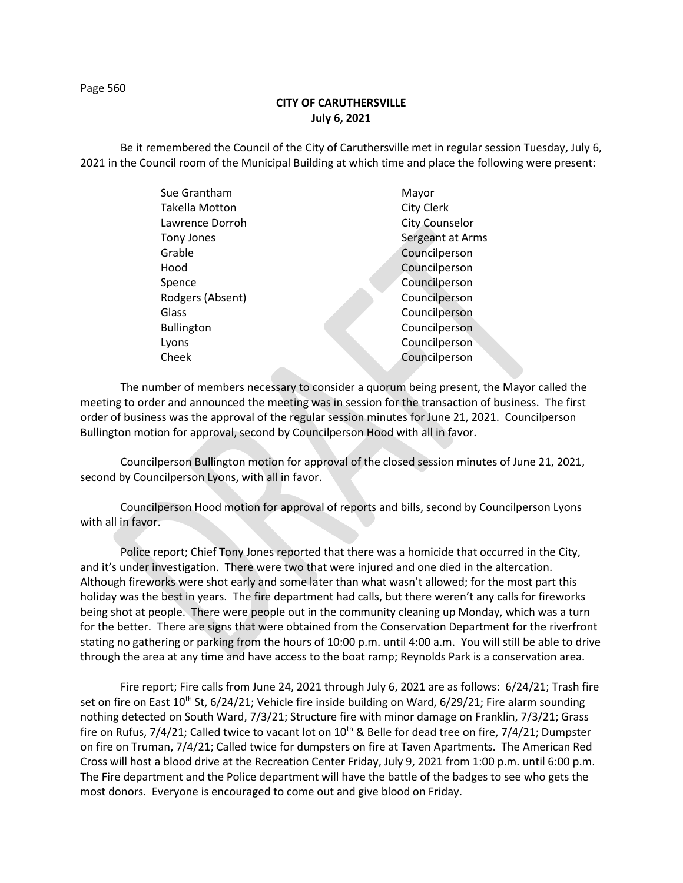**CITY OF CARUTHERSVILLE**
**July 6, 2021**

Be it remembered the Council of the City of Caruthersville met in regular session Tuesday, July 6, 2021 in the Council room of the Municipal Building at which time and place the following were present:

| | |
|---|---|
| Sue Grantham | Mayor |
| Takella Motton | City Clerk |
| Lawrence Dorroh | City Counselor |
| Tony Jones | Sergeant at Arms |
| Grable | Councilperson |
| Hood | Councilperson |
| Spence | Councilperson |
| Rodgers (Absent) | Councilperson |
| Glass | Councilperson |
| Bullington | Councilperson |
| Lyons | Councilperson |
| Cheek | Councilperson |

The number of members necessary to consider a quorum being present, the Mayor called the meeting to order and announced the meeting was in session for the transaction of business. The first order of business was the approval of the regular session minutes for June 21, 2021. Councilperson Bullington motion for approval, second by Councilperson Hood with all in favor.

Councilperson Bullington motion for approval of the closed session minutes of June 21, 2021, second by Councilperson Lyons, with all in favor.

Councilperson Hood motion for approval of reports and bills, second by Councilperson Lyons with all in favor.

Police report; Chief Tony Jones reported that there was a homicide that occurred in the City, and it's under investigation. There were two that were injured and one died in the altercation. Although fireworks were shot early and some later than what wasn't allowed; for the most part this holiday was the best in years. The fire department had calls, but there weren't any calls for fireworks being shot at people. There were people out in the community cleaning up Monday, which was a turn for the better. There are signs that were obtained from the Conservation Department for the riverfront stating no gathering or parking from the hours of 10:00 p.m. until 4:00 a.m. You will still be able to drive through the area at any time and have access to the boat ramp; Reynolds Park is a conservation area.

Fire report; Fire calls from June 24, 2021 through July 6, 2021 are as follows: 6/24/21; Trash fire set on fire on East 10th St, 6/24/21; Vehicle fire inside building on Ward, 6/29/21; Fire alarm sounding nothing detected on South Ward, 7/3/21; Structure fire with minor damage on Franklin, 7/3/21; Grass fire on Rufus, 7/4/21; Called twice to vacant lot on 10th & Belle for dead tree on fire, 7/4/21; Dumpster on fire on Truman, 7/4/21; Called twice for dumpsters on fire at Taven Apartments. The American Red Cross will host a blood drive at the Recreation Center Friday, July 9, 2021 from 1:00 p.m. until 6:00 p.m. The Fire department and the Police department will have the battle of the badges to see who gets the most donors. Everyone is encouraged to come out and give blood on Friday.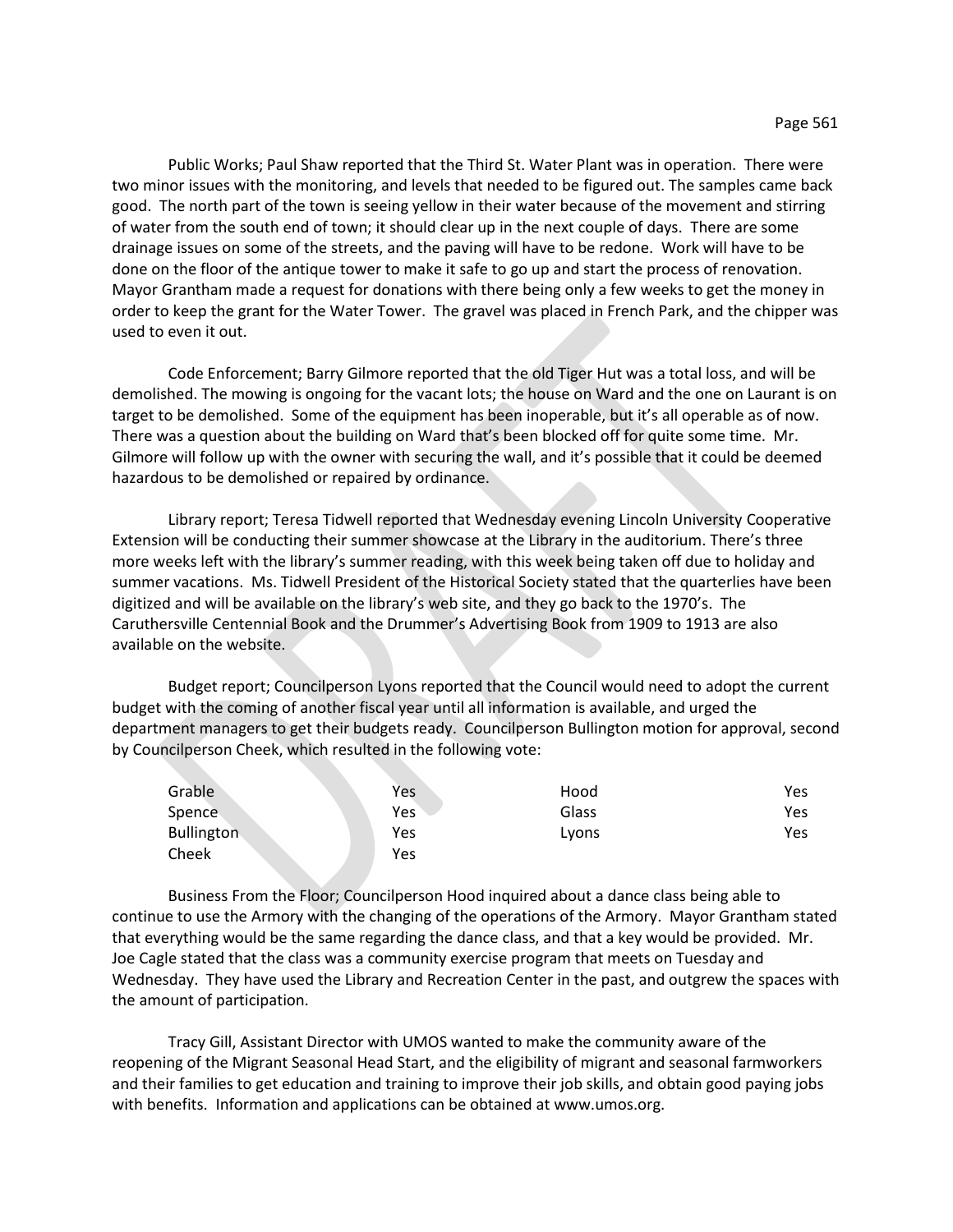Public Works; Paul Shaw reported that the Third St. Water Plant was in operation. There were two minor issues with the monitoring, and levels that needed to be figured out. The samples came back good. The north part of the town is seeing yellow in their water because of the movement and stirring of water from the south end of town; it should clear up in the next couple of days. There are some drainage issues on some of the streets, and the paving will have to be redone. Work will have to be done on the floor of the antique tower to make it safe to go up and start the process of renovation. Mayor Grantham made a request for donations with there being only a few weeks to get the money in order to keep the grant for the Water Tower. The gravel was placed in French Park, and the chipper was used to even it out.

Code Enforcement; Barry Gilmore reported that the old Tiger Hut was a total loss, and will be demolished. The mowing is ongoing for the vacant lots; the house on Ward and the one on Laurant is on target to be demolished. Some of the equipment has been inoperable, but it's all operable as of now. There was a question about the building on Ward that's been blocked off for quite some time. Mr. Gilmore will follow up with the owner with securing the wall, and it's possible that it could be deemed hazardous to be demolished or repaired by ordinance.

Library report; Teresa Tidwell reported that Wednesday evening Lincoln University Cooperative Extension will be conducting their summer showcase at the Library in the auditorium. There's three more weeks left with the library's summer reading, with this week being taken off due to holiday and summer vacations. Ms. Tidwell President of the Historical Society stated that the quarterlies have been digitized and will be available on the library's web site, and they go back to the 1970's. The Caruthersville Centennial Book and the Drummer's Advertising Book from 1909 to 1913 are also available on the website.

Budget report; Councilperson Lyons reported that the Council would need to adopt the current budget with the coming of another fiscal year until all information is available, and urged the department managers to get their budgets ready. Councilperson Bullington motion for approval, second by Councilperson Cheek, which resulted in the following vote:

| | | | |
|---|---|---|---|
| Grable | Yes | Hood | Yes |
| Spence | Yes | Glass | Yes |
| Bullington | Yes | Lyons | Yes |
| Cheek | Yes | | |

Business From the Floor; Councilperson Hood inquired about a dance class being able to continue to use the Armory with the changing of the operations of the Armory. Mayor Grantham stated that everything would be the same regarding the dance class, and that a key would be provided. Mr. Joe Cagle stated that the class was a community exercise program that meets on Tuesday and Wednesday. They have used the Library and Recreation Center in the past, and outgrew the spaces with the amount of participation.

Tracy Gill, Assistant Director with UMOS wanted to make the community aware of the reopening of the Migrant Seasonal Head Start, and the eligibility of migrant and seasonal farmworkers and their families to get education and training to improve their job skills, and obtain good paying jobs with benefits. Information and applications can be obtained at www.umos.org.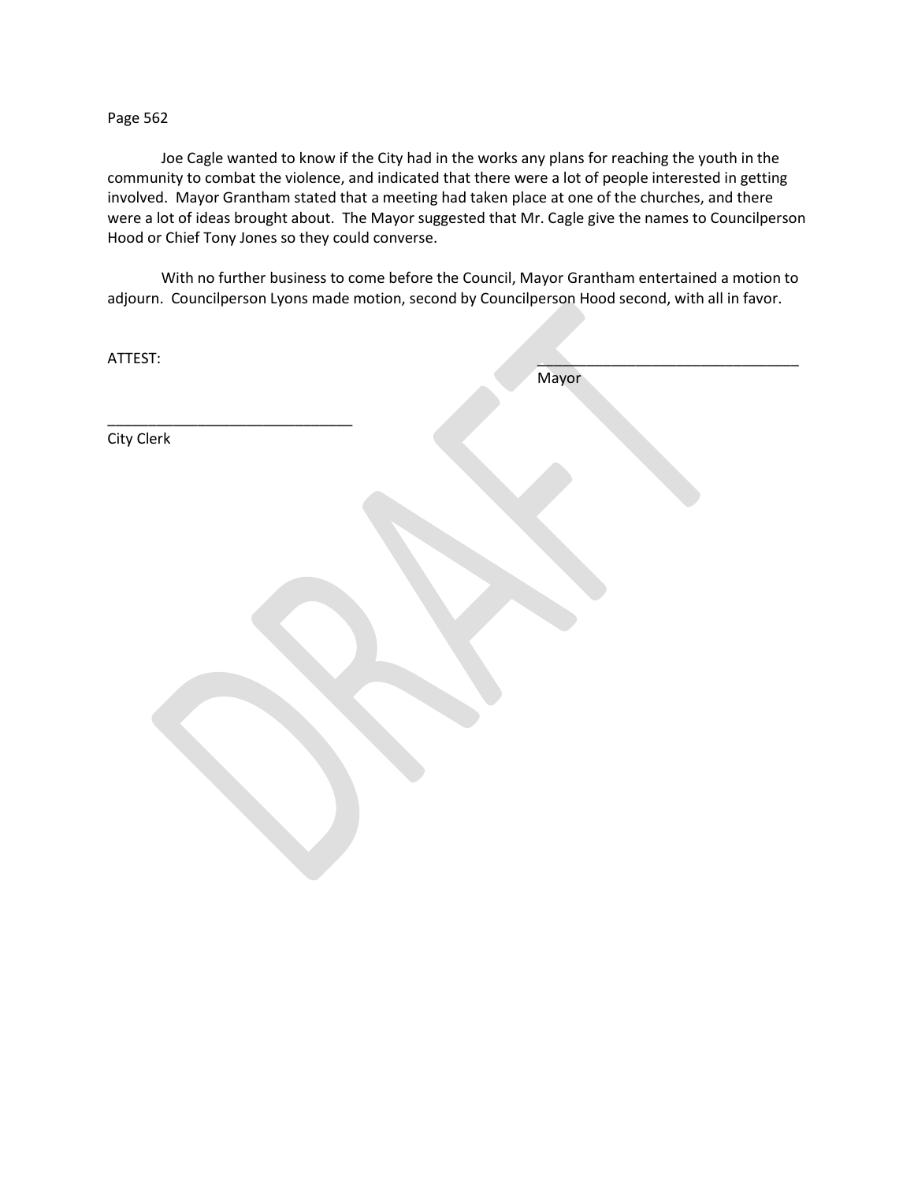Joe Cagle wanted to know if the City had in the works any plans for reaching the youth in the community to combat the violence, and indicated that there were a lot of people interested in getting involved. Mayor Grantham stated that a meeting had taken place at one of the churches, and there were a lot of ideas brought about. The Mayor suggested that Mr. Cagle give the names to Councilperson Hood or Chief Tony Jones so they could converse.

With no further business to come before the Council, Mayor Grantham entertained a motion to adjourn. Councilperson Lyons made motion, second by Councilperson Hood second, with all in favor.

ATTEST:

________________________________
Mayor

______________________________
City Clerk